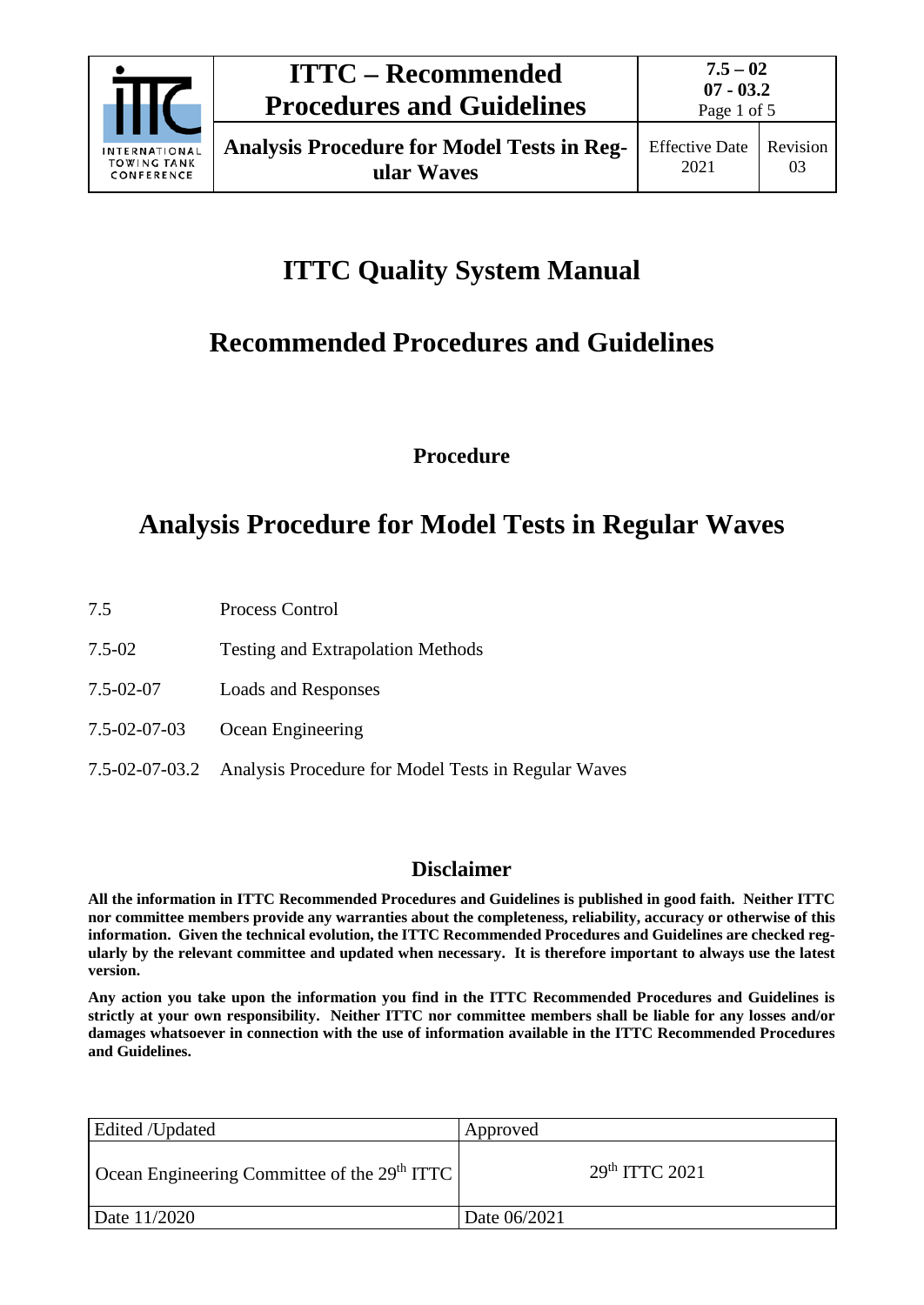# ITTC Quality System Manual

## Recommended Procedures and Guidelines

**Procedure**

## Analysis Procedure for Model Tests in Regular Waves

| | |
|---|---|
| 7.5 | Process Control |
| 7.5-02 | Testing and Extrapolation Methods |
| 7.5-02-07 | Loads and Responses |
| 7.5-02-07-03 | Ocean Engineering |
| 7.5-02-07-03.2 | Analysis Procedure for Model Tests in Regular Waves |

### Disclaimer

**All the information in ITTC Recommended Procedures and Guidelines is published in good faith. Neither ITTC nor committee members provide any warranties about the completeness, reliability, accuracy or otherwise of this information. Given the technical evolution, the ITTC Recommended Procedures and Guidelines are checked regularly by the relevant committee and updated when necessary. It is therefore important to always use the latest version.**

**Any action you take upon the information you find in the ITTC Recommended Procedures and Guidelines is strictly at your own responsibility. Neither ITTC nor committee members shall be liable for any losses and/or damages whatsoever in connection with the use of information available in the ITTC Recommended Procedures and Guidelines.**

| Edited /Updated | Approved |
|---|---|
| Ocean Engineering Committee of the 29th ITTC | 29th ITTC 2021 |
| Date 11/2020 | Date 06/2021 |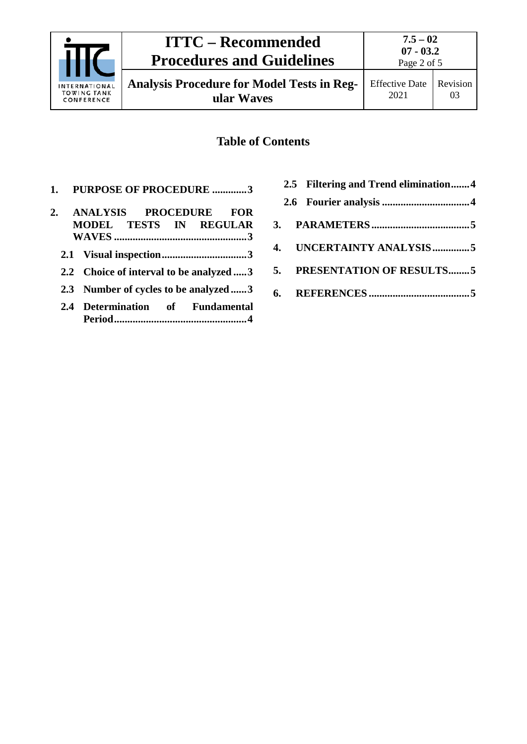## Table of Contents

1. **PURPOSE OF PROCEDURE .............3**
2. **ANALYSIS PROCEDURE FOR MODEL TESTS IN REGULAR WAVES ..................................................3**
   - **2.1 Visual inspection................................3**
   - **2.2 Choice of interval to be analyzed .....3**
   - **2.3 Number of cycles to be analyzed ......3**
   - **2.4 Determination of Fundamental Period..................................................4**
   - **2.5 Filtering and Trend elimination.......4**
   - **2.6 Fourier analysis .................................4**
3. **PARAMETERS .....................................5**
4. **UNCERTAINTY ANALYSIS .............5**
5. **PRESENTATION OF RESULTS........5**
6. **REFERENCES ......................................5**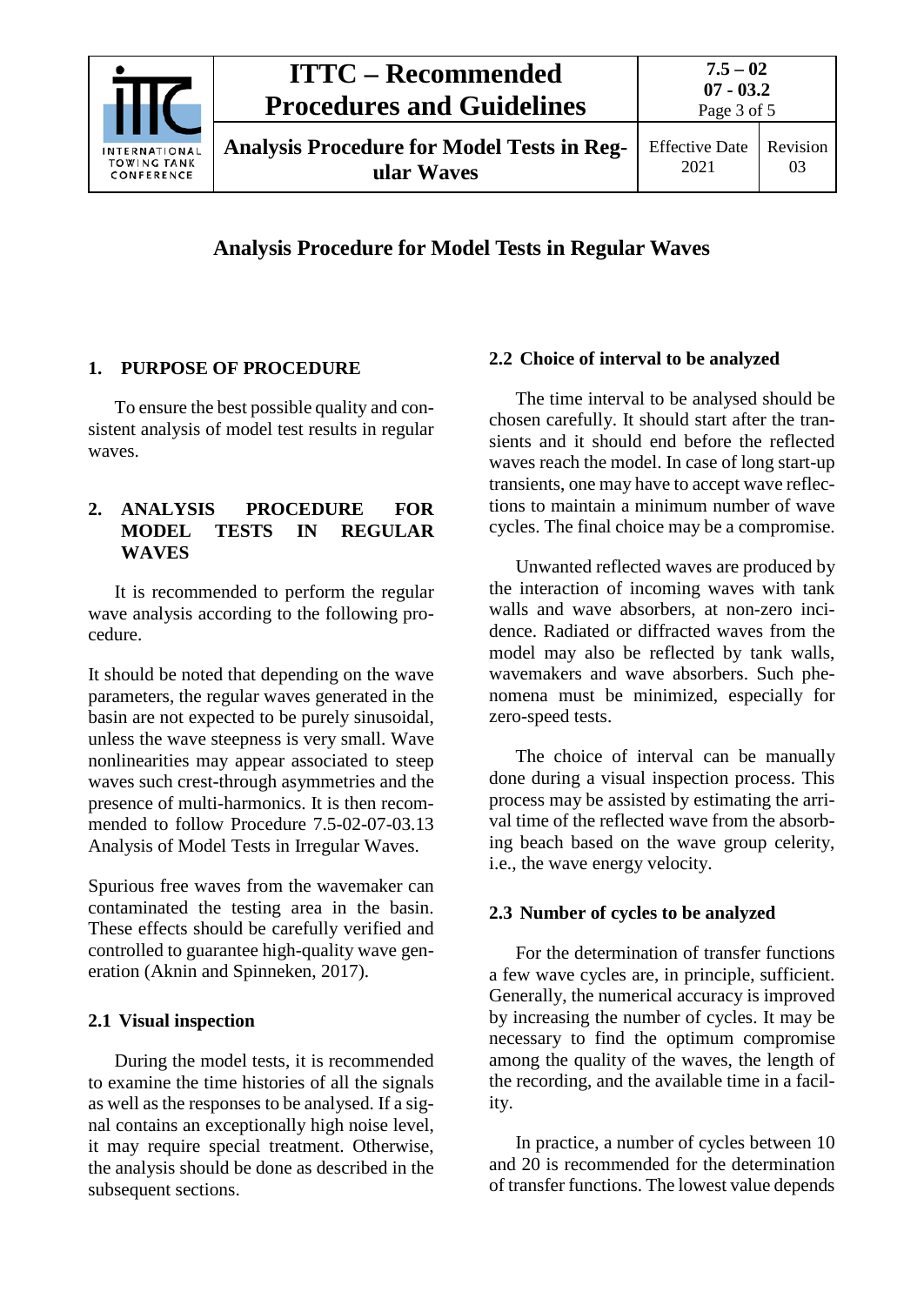# Analysis Procedure for Model Tests in Regular Waves

## 1. PURPOSE OF PROCEDURE

To ensure the best possible quality and consistent analysis of model test results in regular waves.

## 2. ANALYSIS PROCEDURE FOR MODEL TESTS IN REGULAR WAVES

It is recommended to perform the regular wave analysis according to the following procedure.

It should be noted that depending on the wave parameters, the regular waves generated in the basin are not expected to be purely sinusoidal, unless the wave steepness is very small. Wave nonlinearities may appear associated to steep waves such crest-through asymmetries and the presence of multi-harmonics. It is then recommended to follow Procedure 7.5-02-07-03.13 Analysis of Model Tests in Irregular Waves.

Spurious free waves from the wavemaker can contaminated the testing area in the basin. These effects should be carefully verified and controlled to guarantee high-quality wave generation (Aknin and Spinneken, 2017).

### 2.1 Visual inspection

During the model tests, it is recommended to examine the time histories of all the signals as well as the responses to be analysed. If a signal contains an exceptionally high noise level, it may require special treatment. Otherwise, the analysis should be done as described in the subsequent sections.

### 2.2 Choice of interval to be analyzed

The time interval to be analysed should be chosen carefully. It should start after the transients and it should end before the reflected waves reach the model. In case of long start-up transients, one may have to accept wave reflections to maintain a minimum number of wave cycles. The final choice may be a compromise.

Unwanted reflected waves are produced by the interaction of incoming waves with tank walls and wave absorbers, at non-zero incidence. Radiated or diffracted waves from the model may also be reflected by tank walls, wavemakers and wave absorbers. Such phenomena must be minimized, especially for zero-speed tests.

The choice of interval can be manually done during a visual inspection process. This process may be assisted by estimating the arrival time of the reflected wave from the absorbing beach based on the wave group celerity, i.e., the wave energy velocity.

### 2.3 Number of cycles to be analyzed

For the determination of transfer functions a few wave cycles are, in principle, sufficient. Generally, the numerical accuracy is improved by increasing the number of cycles. It may be necessary to find the optimum compromise among the quality of the waves, the length of the recording, and the available time in a facility.

In practice, a number of cycles between 10 and 20 is recommended for the determination of transfer functions. The lowest value depends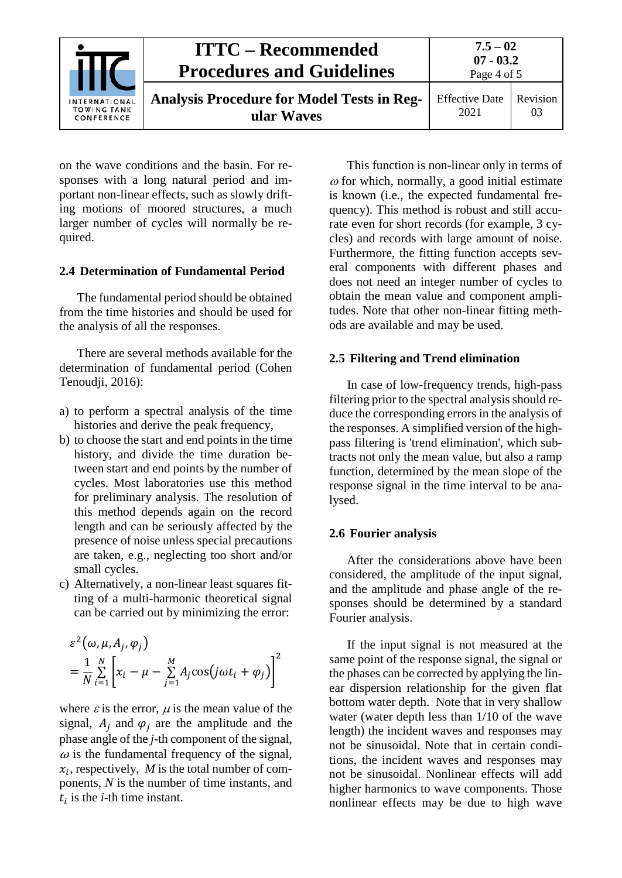on the wave conditions and the basin. For responses with a long natural period and important non-linear effects, such as slowly drifting motions of moored structures, a much larger number of cycles will normally be required.

## 2.4 Determination of Fundamental Period

The fundamental period should be obtained from the time histories and should be used for the analysis of all the responses.

There are several methods available for the determination of fundamental period (Cohen Tenoudji, 2016):

a) to perform a spectral analysis of the time histories and derive the peak frequency,
b) to choose the start and end points in the time history, and divide the time duration between start and end points by the number of cycles. Most laboratories use this method for preliminary analysis. The resolution of this method depends again on the record length and can be seriously affected by the presence of noise unless special precautions are taken, e.g., neglecting too short and/or small cycles.
c) Alternatively, a non-linear least squares fitting of a multi-harmonic theoretical signal can be carried out by minimizing the error:

$$\varepsilon^2(\omega, \mu, A_j, \varphi_j) = \frac{1}{N}\sum_{i=1}^{N}\left[x_i - \mu - \sum_{j=1}^{M} A_j \cos(j\omega t_i + \varphi_j)\right]^2$$

where $\varepsilon$ is the error, $\mu$ is the mean value of the signal, $A_j$ and $\varphi_j$ are the amplitude and the phase angle of the $j$-th component of the signal, $\omega$ is the fundamental frequency of the signal, $x_i$, respectively, $M$ is the total number of components, $N$ is the number of time instants, and $t_i$ is the $i$-th time instant.

This function is non-linear only in terms of $\omega$ for which, normally, a good initial estimate is known (i.e., the expected fundamental frequency). This method is robust and still accurate even for short records (for example, 3 cycles) and records with large amount of noise. Furthermore, the fitting function accepts several components with different phases and does not need an integer number of cycles to obtain the mean value and component amplitudes. Note that other non-linear fitting methods are available and may be used.

## 2.5 Filtering and Trend elimination

In case of low-frequency trends, high-pass filtering prior to the spectral analysis should reduce the corresponding errors in the analysis of the responses. A simplified version of the high-pass filtering is 'trend elimination', which subtracts not only the mean value, but also a ramp function, determined by the mean slope of the response signal in the time interval to be analysed.

## 2.6 Fourier analysis

After the considerations above have been considered, the amplitude of the input signal, and the amplitude and phase angle of the responses should be determined by a standard Fourier analysis.

If the input signal is not measured at the same point of the response signal, the signal or the phases can be corrected by applying the linear dispersion relationship for the given flat bottom water depth. Note that in very shallow water (water depth less than 1/10 of the wave length) the incident waves and responses may not be sinusoidal. Note that in certain conditions, the incident waves and responses may not be sinusoidal. Nonlinear effects will add higher harmonics to wave components. Those nonlinear effects may be due to high wave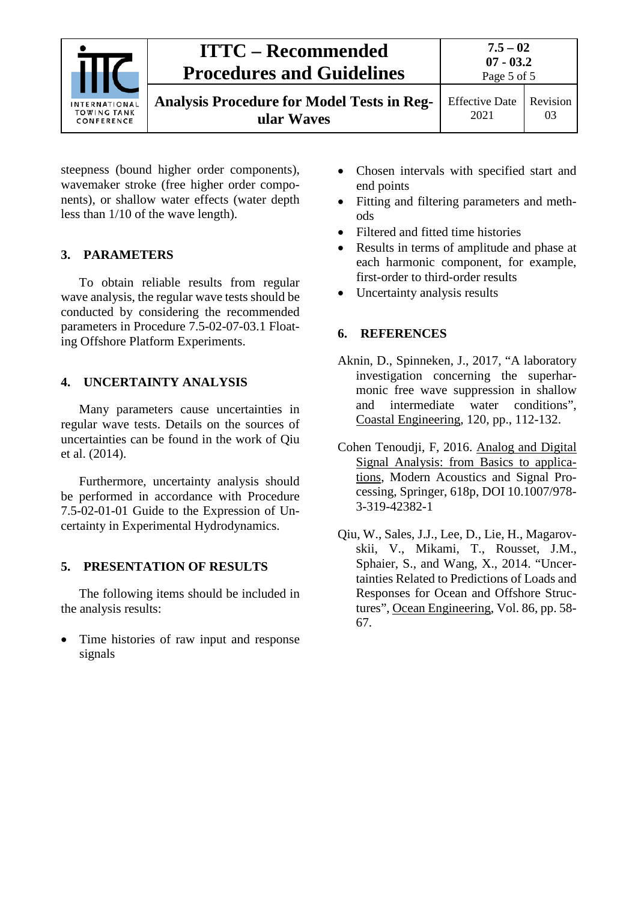steepness (bound higher order components), wavemaker stroke (free higher order components), or shallow water effects (water depth less than 1/10 of the wave length).

## 3. PARAMETERS

To obtain reliable results from regular wave analysis, the regular wave tests should be conducted by considering the recommended parameters in Procedure 7.5-02-07-03.1 Floating Offshore Platform Experiments.

## 4. UNCERTAINTY ANALYSIS

Many parameters cause uncertainties in regular wave tests. Details on the sources of uncertainties can be found in the work of Qiu et al. (2014).

Furthermore, uncertainty analysis should be performed in accordance with Procedure 7.5-02-01-01 Guide to the Expression of Uncertainty in Experimental Hydrodynamics.

## 5. PRESENTATION OF RESULTS

The following items should be included in the analysis results:

- Time histories of raw input and response signals
- Chosen intervals with specified start and end points
- Fitting and filtering parameters and methods
- Filtered and fitted time histories
- Results in terms of amplitude and phase at each harmonic component, for example, first-order to third-order results
- Uncertainty analysis results

## 6. REFERENCES

Aknin, D., Spinneken, J., 2017, "A laboratory investigation concerning the superharmonic free wave suppression in shallow and intermediate water conditions", Coastal Engineering, 120, pp., 112-132.

Cohen Tenoudji, F, 2016. Analog and Digital Signal Analysis: from Basics to applications, Modern Acoustics and Signal Processing, Springer, 618p, DOI 10.1007/978-3-319-42382-1

Qiu, W., Sales, J.J., Lee, D., Lie, H., Magarovskii, V., Mikami, T., Rousset, J.M., Sphaier, S., and Wang, X., 2014. "Uncertainties Related to Predictions of Loads and Responses for Ocean and Offshore Structures", Ocean Engineering, Vol. 86, pp. 58-67.